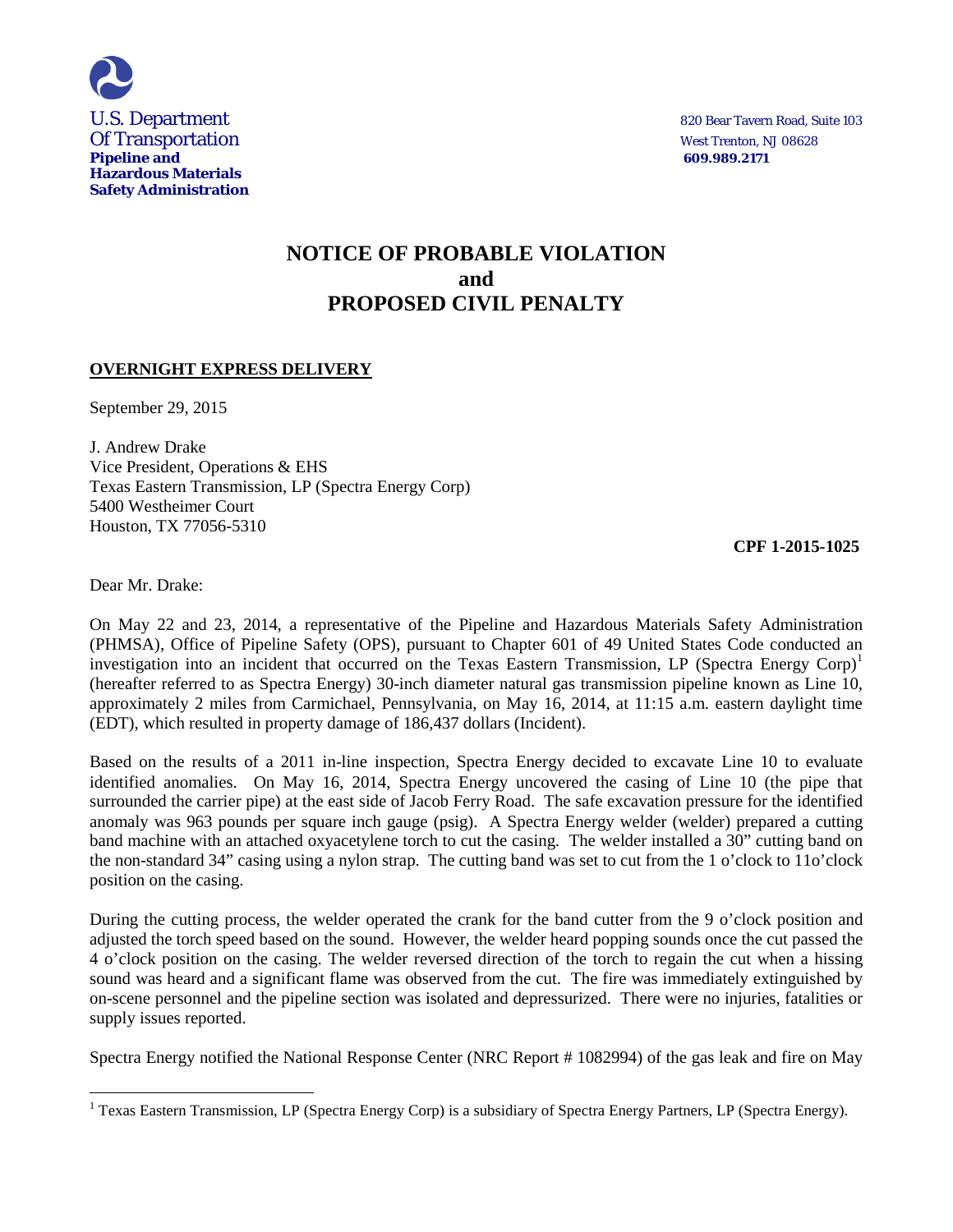U.S. Department
Of Transportation
**Pipeline and**
**Hazardous Materials**
**Safety Administration**

820 Bear Tavern Road, Suite 103
West Trenton, NJ 08628
**609.989.2171**

# NOTICE OF PROBABLE VIOLATION and PROPOSED CIVIL PENALTY

**OVERNIGHT EXPRESS DELIVERY**

September 29, 2015

J. Andrew Drake
Vice President, Operations & EHS
Texas Eastern Transmission, LP (Spectra Energy Corp)
5400 Westheimer Court
Houston, TX 77056-5310

**CPF 1-2015-1025**

Dear Mr. Drake:

On May 22 and 23, 2014, a representative of the Pipeline and Hazardous Materials Safety Administration (PHMSA), Office of Pipeline Safety (OPS), pursuant to Chapter 601 of 49 United States Code conducted an investigation into an incident that occurred on the Texas Eastern Transmission, LP (Spectra Energy Corp)[1] (hereafter referred to as Spectra Energy) 30-inch diameter natural gas transmission pipeline known as Line 10, approximately 2 miles from Carmichael, Pennsylvania, on May 16, 2014, at 11:15 a.m. eastern daylight time (EDT), which resulted in property damage of 186,437 dollars (Incident).

Based on the results of a 2011 in-line inspection, Spectra Energy decided to excavate Line 10 to evaluate identified anomalies. On May 16, 2014, Spectra Energy uncovered the casing of Line 10 (the pipe that surrounded the carrier pipe) at the east side of Jacob Ferry Road. The safe excavation pressure for the identified anomaly was 963 pounds per square inch gauge (psig). A Spectra Energy welder (welder) prepared a cutting band machine with an attached oxyacetylene torch to cut the casing. The welder installed a 30" cutting band on the non-standard 34" casing using a nylon strap. The cutting band was set to cut from the 1 o'clock to 11o'clock position on the casing.

During the cutting process, the welder operated the crank for the band cutter from the 9 o'clock position and adjusted the torch speed based on the sound. However, the welder heard popping sounds once the cut passed the 4 o'clock position on the casing. The welder reversed direction of the torch to regain the cut when a hissing sound was heard and a significant flame was observed from the cut. The fire was immediately extinguished by on-scene personnel and the pipeline section was isolated and depressurized. There were no injuries, fatalities or supply issues reported.

Spectra Energy notified the National Response Center (NRC Report # 1082994) of the gas leak and fire on May

[1] Texas Eastern Transmission, LP (Spectra Energy Corp) is a subsidiary of Spectra Energy Partners, LP (Spectra Energy).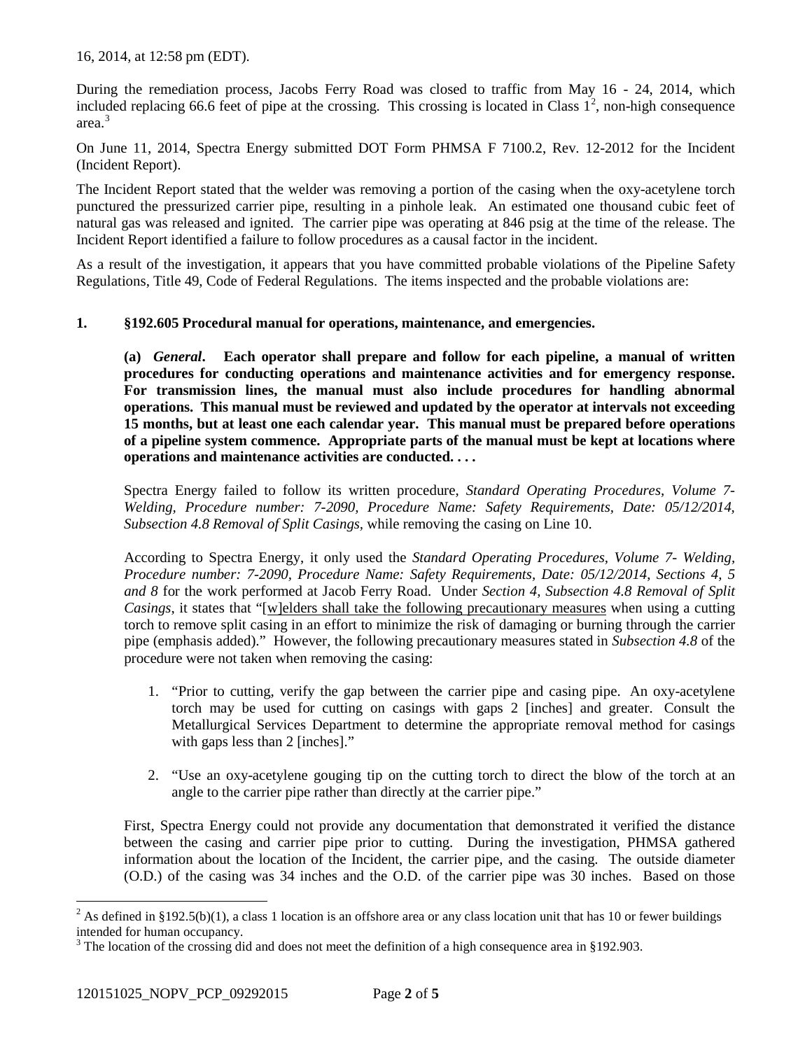16, 2014, at 12:58 pm (EDT).

During the remediation process, Jacobs Ferry Road was closed to traffic from May 16 - 24, 2014, which included replacing 66.6 feet of pipe at the crossing. This crossing is located in Class 1[2], non-high consequence area.[3]

On June 11, 2014, Spectra Energy submitted DOT Form PHMSA F 7100.2, Rev. 12-2012 for the Incident (Incident Report).

The Incident Report stated that the welder was removing a portion of the casing when the oxy-acetylene torch punctured the pressurized carrier pipe, resulting in a pinhole leak. An estimated one thousand cubic feet of natural gas was released and ignited. The carrier pipe was operating at 846 psig at the time of the release. The Incident Report identified a failure to follow procedures as a causal factor in the incident.

As a result of the investigation, it appears that you have committed probable violations of the Pipeline Safety Regulations, Title 49, Code of Federal Regulations. The items inspected and the probable violations are:

**1. §192.605 Procedural manual for operations, maintenance, and emergencies.**

> **(a)** ***General*****. Each operator shall prepare and follow for each pipeline, a manual of written procedures for conducting operations and maintenance activities and for emergency response. For transmission lines, the manual must also include procedures for handling abnormal operations. This manual must be reviewed and updated by the operator at intervals not exceeding 15 months, but at least one each calendar year. This manual must be prepared before operations of a pipeline system commence. Appropriate parts of the manual must be kept at locations where operations and maintenance activities are conducted. . . .**

Spectra Energy failed to follow its written procedure, *Standard Operating Procedures, Volume 7- Welding, Procedure number: 7-2090, Procedure Name: Safety Requirements, Date: 05/12/2014, Subsection 4.8 Removal of Split Casings*, while removing the casing on Line 10.

According to Spectra Energy, it only used the *Standard Operating Procedures, Volume 7- Welding, Procedure number: 7-2090, Procedure Name: Safety Requirements, Date: 05/12/2014, Sections 4, 5 and 8* for the work performed at Jacob Ferry Road. Under *Section 4, Subsection 4.8 Removal of Split Casings*, it states that "[w]elders shall take the following precautionary measures when using a cutting torch to remove split casing in an effort to minimize the risk of damaging or burning through the carrier pipe (emphasis added)." However, the following precautionary measures stated in *Subsection 4.8* of the procedure were not taken when removing the casing:

1. "Prior to cutting, verify the gap between the carrier pipe and casing pipe. An oxy-acetylene torch may be used for cutting on casings with gaps 2 [inches] and greater. Consult the Metallurgical Services Department to determine the appropriate removal method for casings with gaps less than 2 [inches]."

2. "Use an oxy-acetylene gouging tip on the cutting torch to direct the blow of the torch at an angle to the carrier pipe rather than directly at the carrier pipe."

First, Spectra Energy could not provide any documentation that demonstrated it verified the distance between the casing and carrier pipe prior to cutting. During the investigation, PHMSA gathered information about the location of the Incident, the carrier pipe, and the casing. The outside diameter (O.D.) of the casing was 34 inches and the O.D. of the carrier pipe was 30 inches. Based on those

---

[2] As defined in §192.5(b)(1), a class 1 location is an offshore area or any class location unit that has 10 or fewer buildings intended for human occupancy.

[3] The location of the crossing did and does not meet the definition of a high consequence area in §192.903.

120151025_NOPV_PCP_09292015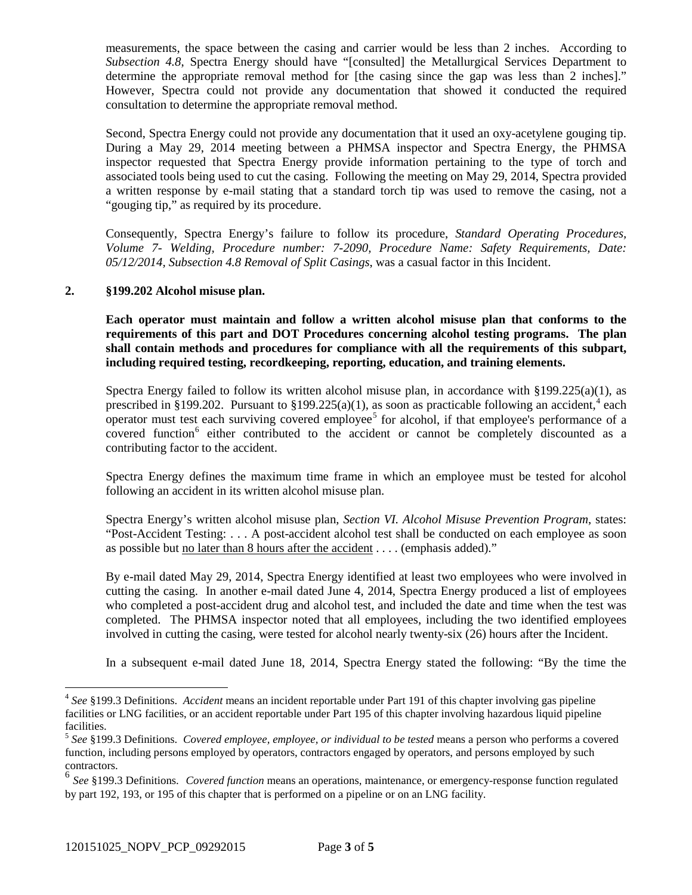measurements, the space between the casing and carrier would be less than 2 inches. According to *Subsection 4.8*, Spectra Energy should have "[consulted] the Metallurgical Services Department to determine the appropriate removal method for [the casing since the gap was less than 2 inches]." However, Spectra could not provide any documentation that showed it conducted the required consultation to determine the appropriate removal method.

Second, Spectra Energy could not provide any documentation that it used an oxy-acetylene gouging tip. During a May 29, 2014 meeting between a PHMSA inspector and Spectra Energy, the PHMSA inspector requested that Spectra Energy provide information pertaining to the type of torch and associated tools being used to cut the casing. Following the meeting on May 29, 2014, Spectra provided a written response by e-mail stating that a standard torch tip was used to remove the casing, not a "gouging tip," as required by its procedure.

Consequently, Spectra Energy's failure to follow its procedure, *Standard Operating Procedures, Volume 7- Welding, Procedure number: 7-2090, Procedure Name: Safety Requirements, Date: 05/12/2014, Subsection 4.8 Removal of Split Casings*, was a casual factor in this Incident.

**2. §199.202 Alcohol misuse plan.**

**Each operator must maintain and follow a written alcohol misuse plan that conforms to the requirements of this part and DOT Procedures concerning alcohol testing programs. The plan shall contain methods and procedures for compliance with all the requirements of this subpart, including required testing, recordkeeping, reporting, education, and training elements.**

Spectra Energy failed to follow its written alcohol misuse plan, in accordance with §199.225(a)(1), as prescribed in §199.202. Pursuant to §199.225(a)(1), as soon as practicable following an accident,[4] each operator must test each surviving covered employee[5] for alcohol, if that employee's performance of a covered function[6] either contributed to the accident or cannot be completely discounted as a contributing factor to the accident.

Spectra Energy defines the maximum time frame in which an employee must be tested for alcohol following an accident in its written alcohol misuse plan.

Spectra Energy's written alcohol misuse plan, *Section VI. Alcohol Misuse Prevention Program*, states: "Post-Accident Testing: . . . A post-accident alcohol test shall be conducted on each employee as soon as possible but <u>no later than 8 hours after the accident</u> . . . . (emphasis added)."

By e-mail dated May 29, 2014, Spectra Energy identified at least two employees who were involved in cutting the casing. In another e-mail dated June 4, 2014, Spectra Energy produced a list of employees who completed a post-accident drug and alcohol test, and included the date and time when the test was completed. The PHMSA inspector noted that all employees, including the two identified employees involved in cutting the casing, were tested for alcohol nearly twenty-six (26) hours after the Incident.

In a subsequent e-mail dated June 18, 2014, Spectra Energy stated the following: "By the time the

---

[4] *See* §199.3 Definitions. *Accident* means an incident reportable under Part 191 of this chapter involving gas pipeline facilities or LNG facilities, or an accident reportable under Part 195 of this chapter involving hazardous liquid pipeline facilities.

[5] *See* §199.3 Definitions. *Covered employee, employee, or individual to be tested* means a person who performs a covered function, including persons employed by operators, contractors engaged by operators, and persons employed by such contractors.

[6] *See* §199.3 Definitions. *Covered function* means an operations, maintenance, or emergency-response function regulated by part 192, 193, or 195 of this chapter that is performed on a pipeline or on an LNG facility.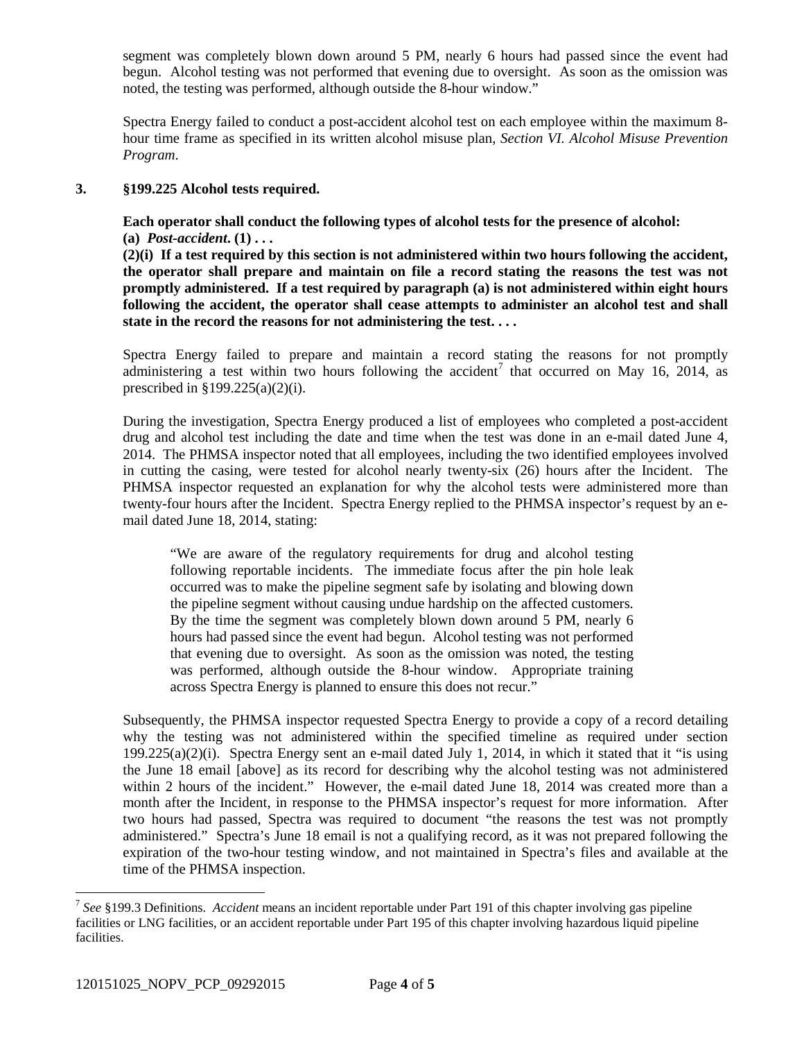segment was completely blown down around 5 PM, nearly 6 hours had passed since the event had begun. Alcohol testing was not performed that evening due to oversight. As soon as the omission was noted, the testing was performed, although outside the 8-hour window."

Spectra Energy failed to conduct a post-accident alcohol test on each employee within the maximum 8-hour time frame as specified in its written alcohol misuse plan, *Section VI. Alcohol Misuse Prevention Program*.

**3. §199.225 Alcohol tests required.**

**Each operator shall conduct the following types of alcohol tests for the presence of alcohol:**
**(a) *Post-accident*. (1) . . .**
**(2)(i) If a test required by this section is not administered within two hours following the accident, the operator shall prepare and maintain on file a record stating the reasons the test was not promptly administered. If a test required by paragraph (a) is not administered within eight hours following the accident, the operator shall cease attempts to administer an alcohol test and shall state in the record the reasons for not administering the test. . . .**

Spectra Energy failed to prepare and maintain a record stating the reasons for not promptly administering a test within two hours following the accident[7] that occurred on May 16, 2014, as prescribed in §199.225(a)(2)(i).

During the investigation, Spectra Energy produced a list of employees who completed a post-accident drug and alcohol test including the date and time when the test was done in an e-mail dated June 4, 2014. The PHMSA inspector noted that all employees, including the two identified employees involved in cutting the casing, were tested for alcohol nearly twenty-six (26) hours after the Incident. The PHMSA inspector requested an explanation for why the alcohol tests were administered more than twenty-four hours after the Incident. Spectra Energy replied to the PHMSA inspector's request by an e-mail dated June 18, 2014, stating:

> "We are aware of the regulatory requirements for drug and alcohol testing following reportable incidents. The immediate focus after the pin hole leak occurred was to make the pipeline segment safe by isolating and blowing down the pipeline segment without causing undue hardship on the affected customers. By the time the segment was completely blown down around 5 PM, nearly 6 hours had passed since the event had begun. Alcohol testing was not performed that evening due to oversight. As soon as the omission was noted, the testing was performed, although outside the 8-hour window. Appropriate training across Spectra Energy is planned to ensure this does not recur."

Subsequently, the PHMSA inspector requested Spectra Energy to provide a copy of a record detailing why the testing was not administered within the specified timeline as required under section 199.225(a)(2)(i). Spectra Energy sent an e-mail dated July 1, 2014, in which it stated that it "is using the June 18 email [above] as its record for describing why the alcohol testing was not administered within 2 hours of the incident." However, the e-mail dated June 18, 2014 was created more than a month after the Incident, in response to the PHMSA inspector's request for more information. After two hours had passed, Spectra was required to document "the reasons the test was not promptly administered." Spectra's June 18 email is not a qualifying record, as it was not prepared following the expiration of the two-hour testing window, and not maintained in Spectra's files and available at the time of the PHMSA inspection.

[7] *See* §199.3 Definitions. *Accident* means an incident reportable under Part 191 of this chapter involving gas pipeline facilities or LNG facilities, or an accident reportable under Part 195 of this chapter involving hazardous liquid pipeline facilities.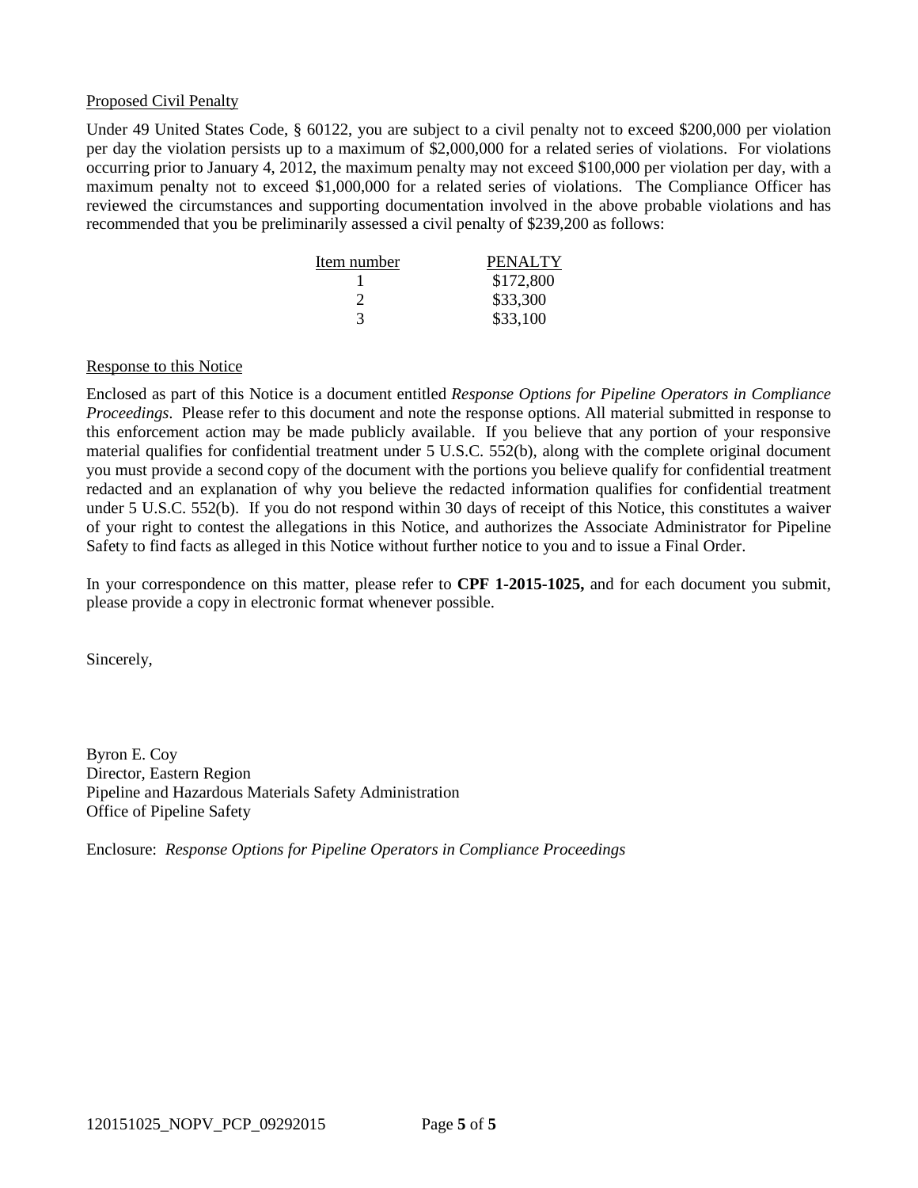Proposed Civil Penalty

Under 49 United States Code, § 60122, you are subject to a civil penalty not to exceed $200,000 per violation per day the violation persists up to a maximum of $2,000,000 for a related series of violations. For violations occurring prior to January 4, 2012, the maximum penalty may not exceed $100,000 per violation per day, with a maximum penalty not to exceed $1,000,000 for a related series of violations. The Compliance Officer has reviewed the circumstances and supporting documentation involved in the above probable violations and has recommended that you be preliminarily assessed a civil penalty of $239,200 as follows:

| Item number | PENALTY |
|---|---|
| 1 | $172,800 |
| 2 | $33,300 |
| 3 | $33,100 |

Response to this Notice

Enclosed as part of this Notice is a document entitled *Response Options for Pipeline Operators in Compliance Proceedings*. Please refer to this document and note the response options. All material submitted in response to this enforcement action may be made publicly available. If you believe that any portion of your responsive material qualifies for confidential treatment under 5 U.S.C. 552(b), along with the complete original document you must provide a second copy of the document with the portions you believe qualify for confidential treatment redacted and an explanation of why you believe the redacted information qualifies for confidential treatment under 5 U.S.C. 552(b). If you do not respond within 30 days of receipt of this Notice, this constitutes a waiver of your right to contest the allegations in this Notice, and authorizes the Associate Administrator for Pipeline Safety to find facts as alleged in this Notice without further notice to you and to issue a Final Order.

In your correspondence on this matter, please refer to **CPF 1-2015-1025,** and for each document you submit, please provide a copy in electronic format whenever possible.

Sincerely,

Byron E. Coy
Director, Eastern Region
Pipeline and Hazardous Materials Safety Administration
Office of Pipeline Safety

Enclosure: *Response Options for Pipeline Operators in Compliance Proceedings*